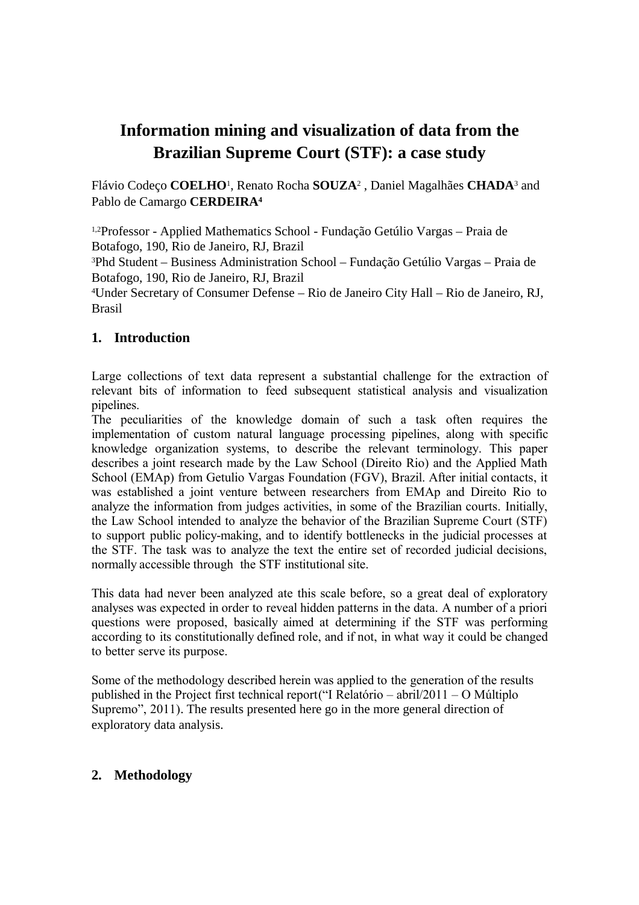# Information mining and visualization of data from the Brazilian Supreme Court (STF): a case study

Flávio Codeço **COELHO**[1], Renato Rocha **SOUZA**[2] , Daniel Magalhães **CHADA**[3] and Pablo de Camargo **CERDEIRA**[4]

[1,2]Professor - Applied Mathematics School - Fundação Getúlio Vargas – Praia de Botafogo, 190, Rio de Janeiro, RJ, Brazil
[3]Phd Student – Business Administration School – Fundação Getúlio Vargas – Praia de Botafogo, 190, Rio de Janeiro, RJ, Brazil
[4]Under Secretary of Consumer Defense – Rio de Janeiro City Hall – Rio de Janeiro, RJ, Brasil

## 1. Introduction

Large collections of text data represent a substantial challenge for the extraction of relevant bits of information to feed subsequent statistical analysis and visualization pipelines.
The peculiarities of the knowledge domain of such a task often requires the implementation of custom natural language processing pipelines, along with specific knowledge organization systems, to describe the relevant terminology. This paper describes a joint research made by the Law School (Direito Rio) and the Applied Math School (EMAp) from Getulio Vargas Foundation (FGV), Brazil. After initial contacts, it was established a joint venture between researchers from EMAp and Direito Rio to analyze the information from judges activities, in some of the Brazilian courts. Initially, the Law School intended to analyze the behavior of the Brazilian Supreme Court (STF) to support public policy-making, and to identify bottlenecks in the judicial processes at the STF. The task was to analyze the text the entire set of recorded judicial decisions, normally accessible through the STF institutional site.

This data had never been analyzed ate this scale before, so a great deal of exploratory analyses was expected in order to reveal hidden patterns in the data. A number of a priori questions were proposed, basically aimed at determining if the STF was performing according to its constitutionally defined role, and if not, in what way it could be changed to better serve its purpose.

Some of the methodology described herein was applied to the generation of the results published in the Project first technical report("I Relatório – abril/2011 – O Múltiplo Supremo", 2011). The results presented here go in the more general direction of exploratory data analysis.

## 2. Methodology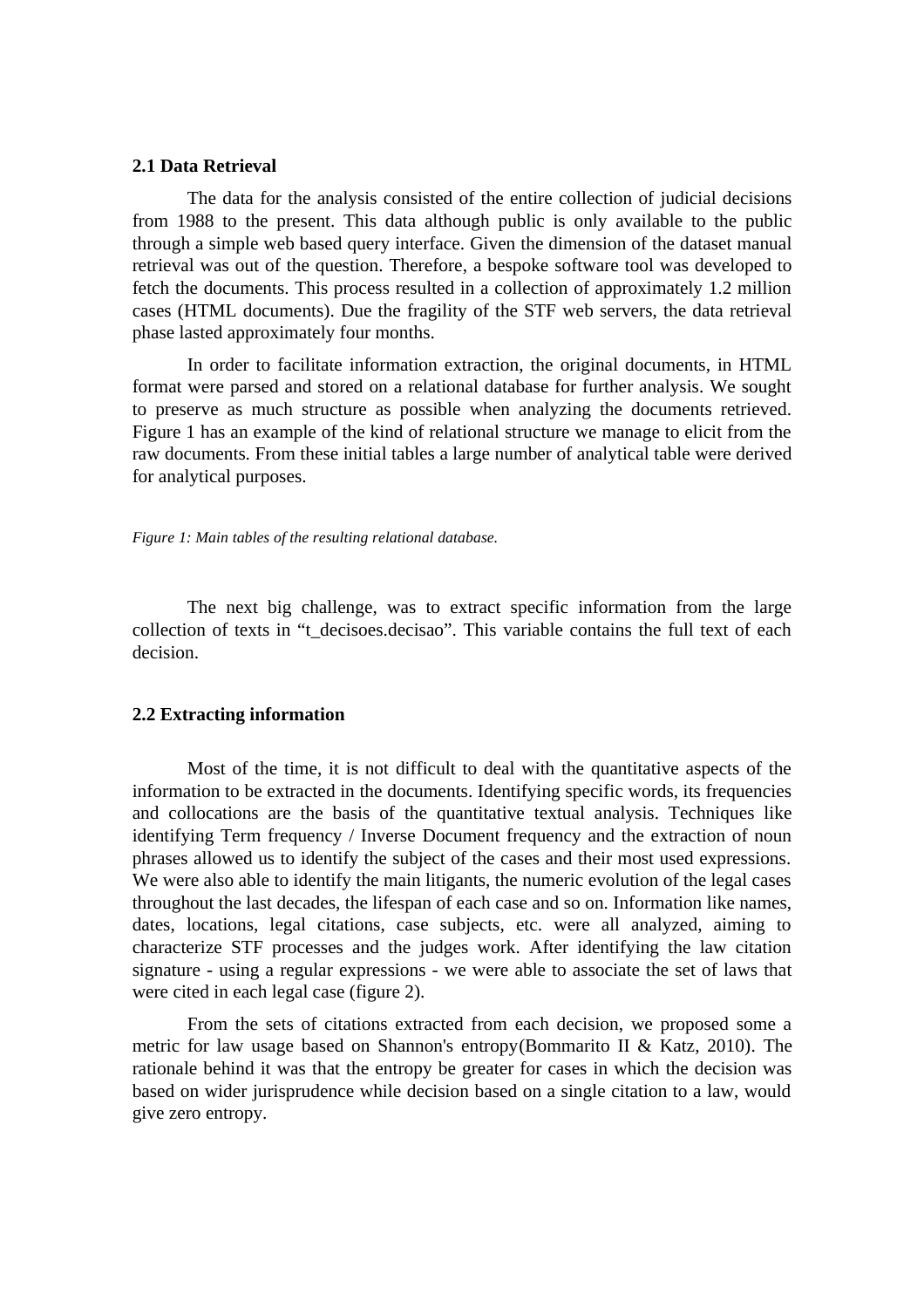### 2.1 Data Retrieval

The data for the analysis consisted of the entire collection of judicial decisions from 1988 to the present. This data although public is only available to the public through a simple web based query interface. Given the dimension of the dataset manual retrieval was out of the question. Therefore, a bespoke software tool was developed to fetch the documents. This process resulted in a collection of approximately 1.2 million cases (HTML documents). Due the fragility of the STF web servers, the data retrieval phase lasted approximately four months.

In order to facilitate information extraction, the original documents, in HTML format were parsed and stored on a relational database for further analysis. We sought to preserve as much structure as possible when analyzing the documents retrieved. Figure 1 has an example of the kind of relational structure we manage to elicit from the raw documents. From these initial tables a large number of analytical table were derived for analytical purposes.

*Figure 1: Main tables of the resulting relational database.*

The next big challenge, was to extract specific information from the large collection of texts in "t_decisoes.decisao". This variable contains the full text of each decision.

### 2.2 Extracting information

Most of the time, it is not difficult to deal with the quantitative aspects of the information to be extracted in the documents. Identifying specific words, its frequencies and collocations are the basis of the quantitative textual analysis. Techniques like identifying Term frequency / Inverse Document frequency and the extraction of noun phrases allowed us to identify the subject of the cases and their most used expressions. We were also able to identify the main litigants, the numeric evolution of the legal cases throughout the last decades, the lifespan of each case and so on. Information like names, dates, locations, legal citations, case subjects, etc. were all analyzed, aiming to characterize STF processes and the judges work. After identifying the law citation signature - using a regular expressions - we were able to associate the set of laws that were cited in each legal case (figure 2).

From the sets of citations extracted from each decision, we proposed some a metric for law usage based on Shannon's entropy(Bommarito II & Katz, 2010). The rationale behind it was that the entropy be greater for cases in which the decision was based on wider jurisprudence while decision based on a single citation to a law, would give zero entropy.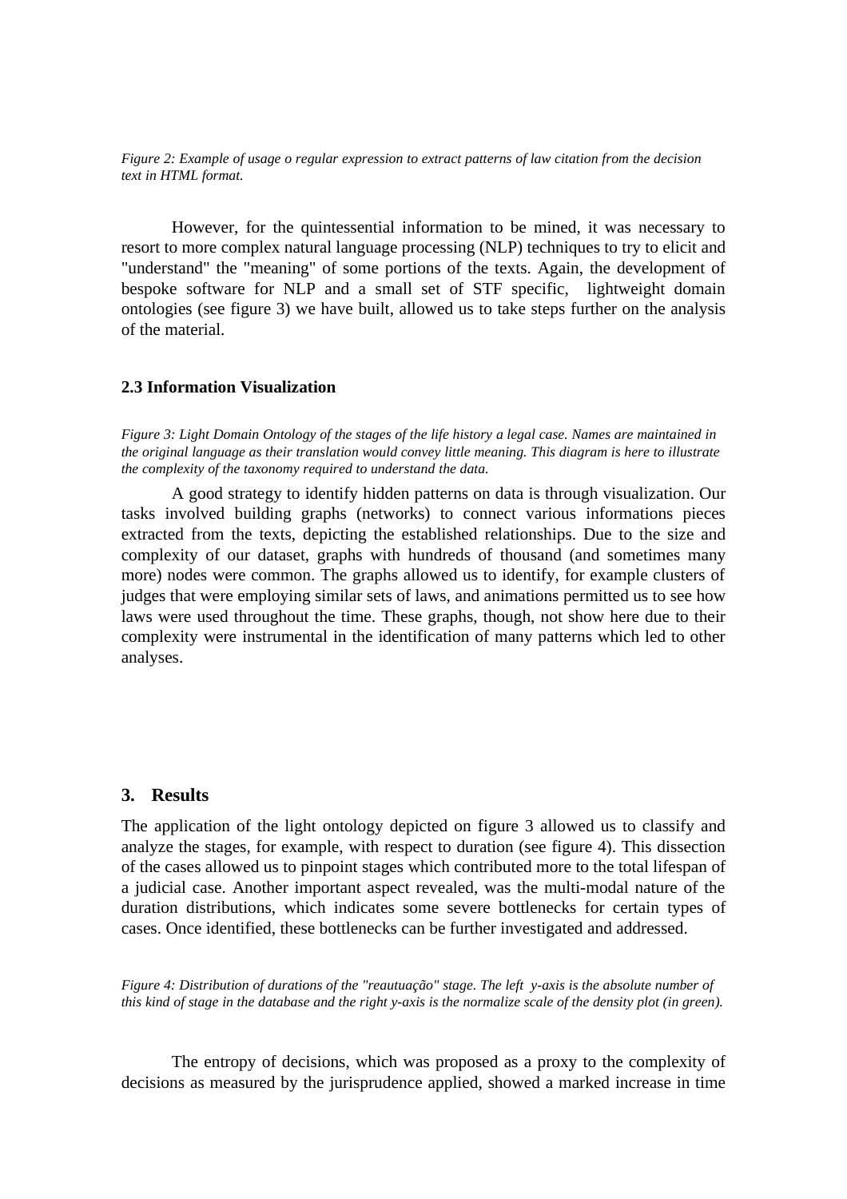*Figure 2: Example of usage o regular expression to extract patterns of law citation from the decision text in HTML format.*

However, for the quintessential information to be mined, it was necessary to resort to more complex natural language processing (NLP) techniques to try to elicit and "understand" the "meaning" of some portions of the texts. Again, the development of bespoke software for NLP and a small set of STF specific, lightweight domain ontologies (see figure 3) we have built, allowed us to take steps further on the analysis of the material.

### 2.3 Information Visualization

*Figure 3: Light Domain Ontology of the stages of the life history a legal case. Names are maintained in the original language as their translation would convey little meaning. This diagram is here to illustrate the complexity of the taxonomy required to understand the data.*

A good strategy to identify hidden patterns on data is through visualization. Our tasks involved building graphs (networks) to connect various informations pieces extracted from the texts, depicting the established relationships. Due to the size and complexity of our dataset, graphs with hundreds of thousand (and sometimes many more) nodes were common. The graphs allowed us to identify, for example clusters of judges that were employing similar sets of laws, and animations permitted us to see how laws were used throughout the time. These graphs, though, not show here due to their complexity were instrumental in the identification of many patterns which led to other analyses.

## 3. Results

The application of the light ontology depicted on figure 3 allowed us to classify and analyze the stages, for example, with respect to duration (see figure 4). This dissection of the cases allowed us to pinpoint stages which contributed more to the total lifespan of a judicial case. Another important aspect revealed, was the multi-modal nature of the duration distributions, which indicates some severe bottlenecks for certain types of cases. Once identified, these bottlenecks can be further investigated and addressed.

*Figure 4: Distribution of durations of the "reautuação" stage. The left y-axis is the absolute number of this kind of stage in the database and the right y-axis is the normalize scale of the density plot (in green).*

The entropy of decisions, which was proposed as a proxy to the complexity of decisions as measured by the jurisprudence applied, showed a marked increase in time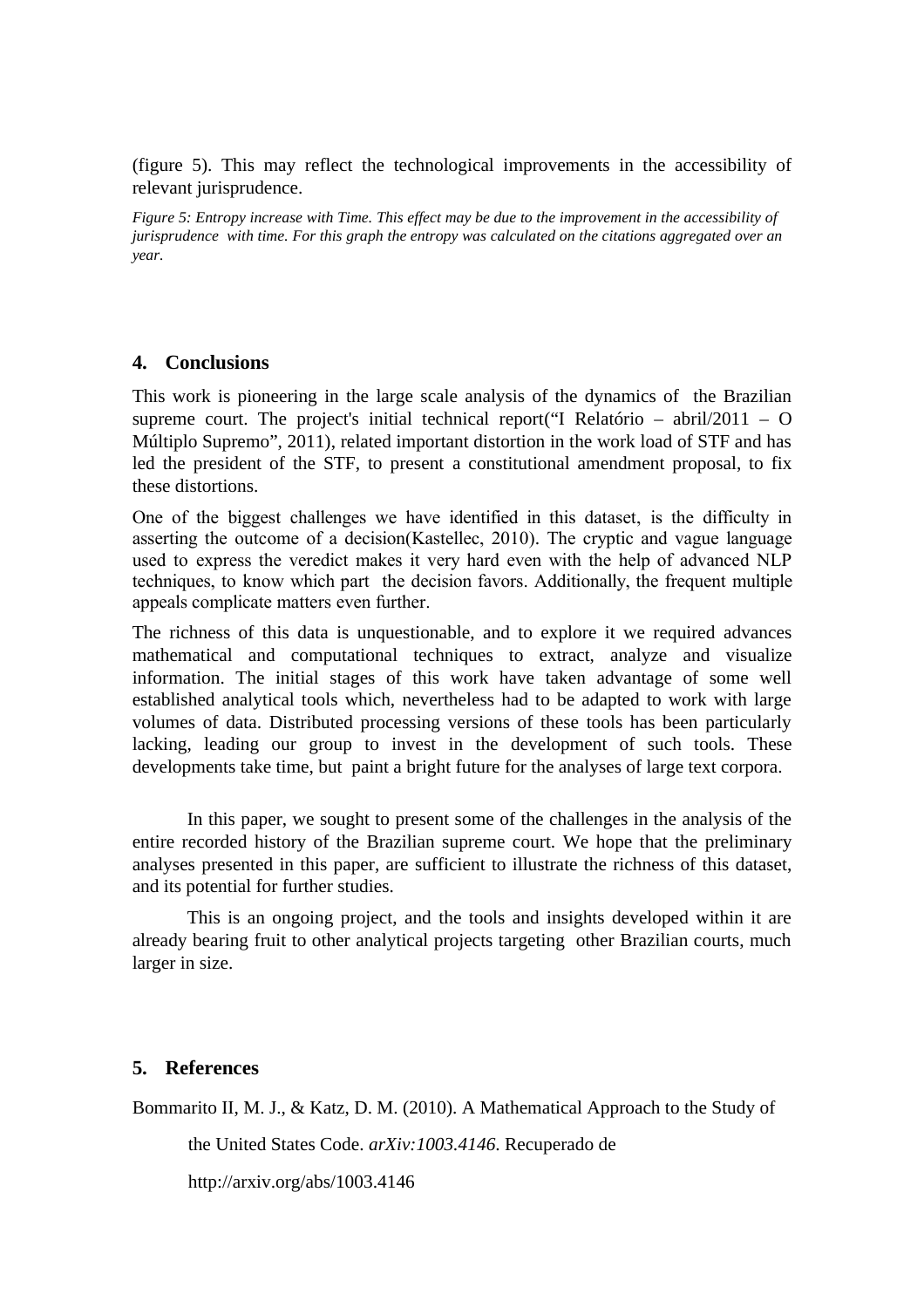(figure 5). This may reflect the technological improvements in the accessibility of relevant jurisprudence.

*Figure 5: Entropy increase with Time. This effect may be due to the improvement in the accessibility of jurisprudence with time. For this graph the entropy was calculated on the citations aggregated over an year.*

## 4. Conclusions

This work is pioneering in the large scale analysis of the dynamics of the Brazilian supreme court. The project's initial technical report("I Relatório – abril/2011 – O Múltiplo Supremo", 2011), related important distortion in the work load of STF and has led the president of the STF, to present a constitutional amendment proposal, to fix these distortions.

One of the biggest challenges we have identified in this dataset, is the difficulty in asserting the outcome of a decision(Kastellec, 2010). The cryptic and vague language used to express the veredict makes it very hard even with the help of advanced NLP techniques, to know which part the decision favors. Additionally, the frequent multiple appeals complicate matters even further.

The richness of this data is unquestionable, and to explore it we required advances mathematical and computational techniques to extract, analyze and visualize information. The initial stages of this work have taken advantage of some well established analytical tools which, nevertheless had to be adapted to work with large volumes of data. Distributed processing versions of these tools has been particularly lacking, leading our group to invest in the development of such tools. These developments take time, but paint a bright future for the analyses of large text corpora.

In this paper, we sought to present some of the challenges in the analysis of the entire recorded history of the Brazilian supreme court. We hope that the preliminary analyses presented in this paper, are sufficient to illustrate the richness of this dataset, and its potential for further studies.

This is an ongoing project, and the tools and insights developed within it are already bearing fruit to other analytical projects targeting other Brazilian courts, much larger in size.

## 5. References

Bommarito II, M. J., & Katz, D. M. (2010). A Mathematical Approach to the Study of the United States Code. *arXiv:1003.4146*. Recuperado de http://arxiv.org/abs/1003.4146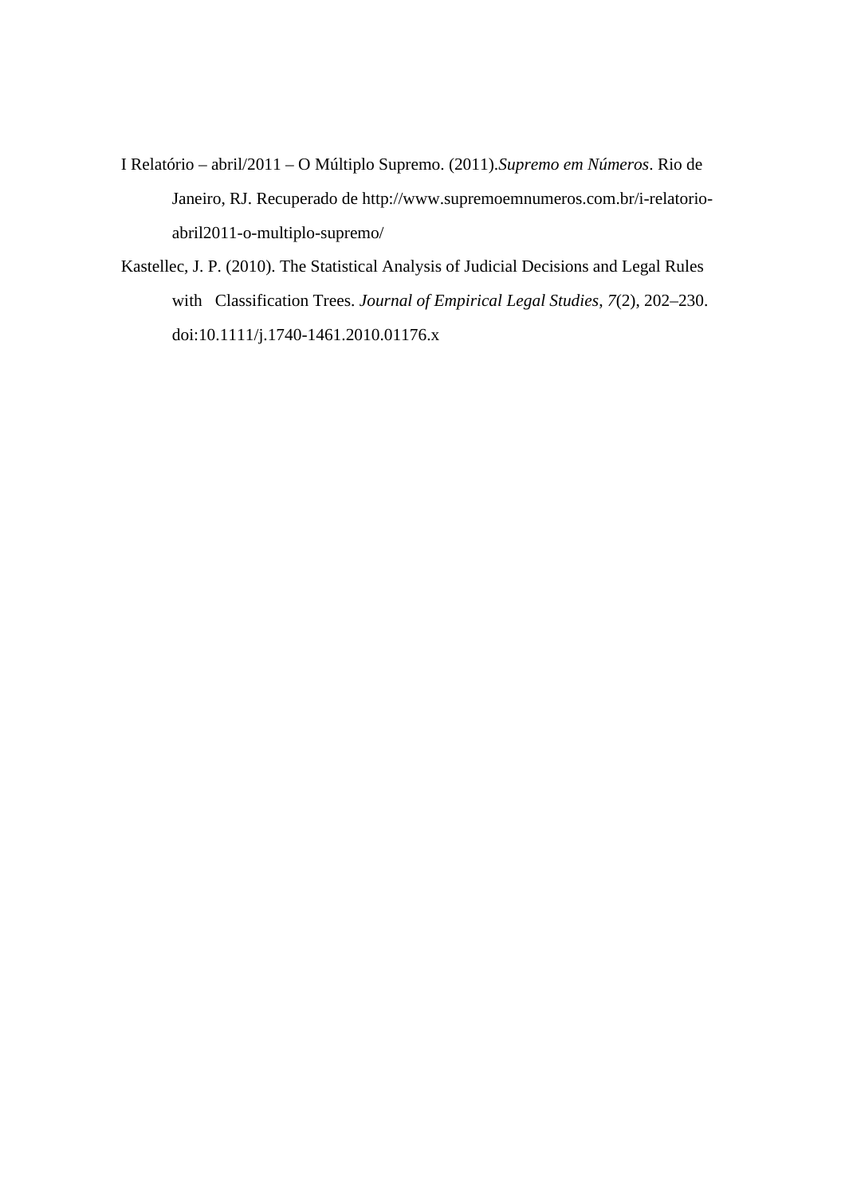I Relatório – abril/2011 – O Múltiplo Supremo. (2011).*Supremo em Números*. Rio de Janeiro, RJ. Recuperado de http://www.supremoemnumeros.com.br/i-relatorio-abril2011-o-multiplo-supremo/

Kastellec, J. P. (2010). The Statistical Analysis of Judicial Decisions and Legal Rules with Classification Trees. *Journal of Empirical Legal Studies*, *7*(2), 202–230. doi:10.1111/j.1740-1461.2010.01176.x